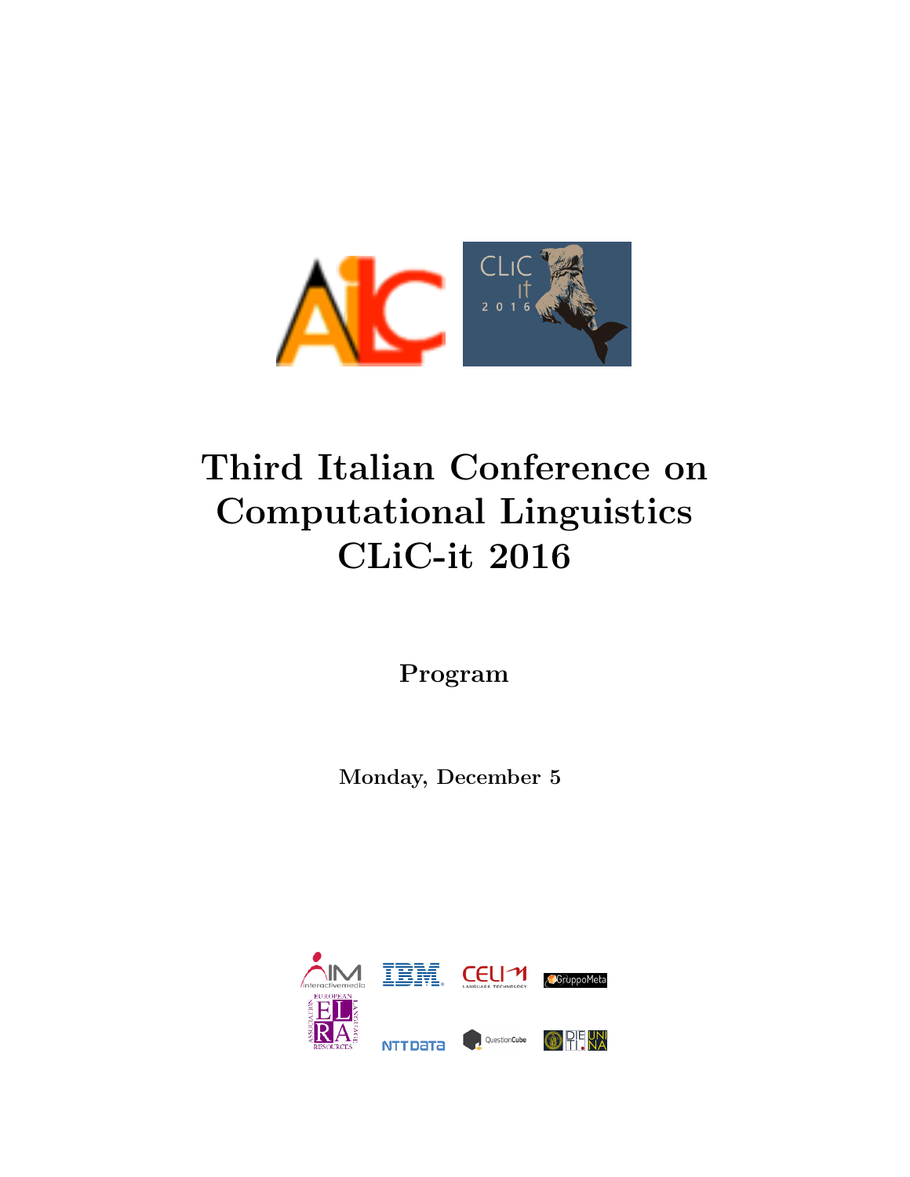# Third Italian Conference on Computational Linguistics CLiC-it 2016

## Program

**Monday, December 5**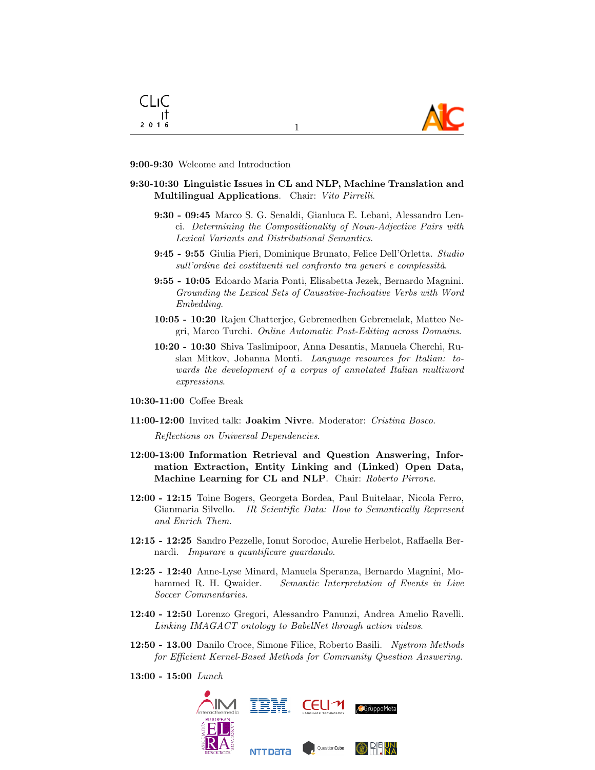**9:00-9:30** Welcome and Introduction

**9:30-10:30 Linguistic Issues in CL and NLP, Machine Translation and Multilingual Applications**. Chair: *Vito Pirrelli*.

- **9:30 - 09:45** Marco S. G. Senaldi, Gianluca E. Lebani, Alessandro Lenci. *Determining the Compositionality of Noun-Adjective Pairs with Lexical Variants and Distributional Semantics.*
- **9:45 - 9:55** Giulia Pieri, Dominique Brunato, Felice Dell'Orletta. *Studio sull'ordine dei costituenti nel confronto tra generi e complessità.*
- **9:55 - 10:05** Edoardo Maria Ponti, Elisabetta Jezek, Bernardo Magnini. *Grounding the Lexical Sets of Causative-Inchoative Verbs with Word Embedding.*
- **10:05 - 10:20** Rajen Chatterjee, Gebremedhen Gebremelak, Matteo Negri, Marco Turchi. *Online Automatic Post-Editing across Domains.*
- **10:20 - 10:30** Shiva Taslimipoor, Anna Desantis, Manuela Cherchi, Ruslan Mitkov, Johanna Monti. *Language resources for Italian: towards the development of a corpus of annotated Italian multiword expressions.*

**10:30-11:00** Coffee Break

**11:00-12:00** Invited talk: **Joakim Nivre**. Moderator: *Cristina Bosco.*

*Reflections on Universal Dependencies.*

**12:00-13:00 Information Retrieval and Question Answering, Information Extraction, Entity Linking and (Linked) Open Data, Machine Learning for CL and NLP**. Chair: *Roberto Pirrone.*

**12:00 - 12:15** Toine Bogers, Georgeta Bordea, Paul Buitelaar, Nicola Ferro, Gianmaria Silvello. *IR Scientific Data: How to Semantically Represent and Enrich Them.*

**12:15 - 12:25** Sandro Pezzelle, Ionut Sorodoc, Aurelie Herbelot, Raffaella Bernardi. *Imparare a quantificare guardando.*

**12:25 - 12:40** Anne-Lyse Minard, Manuela Speranza, Bernardo Magnini, Mohammed R. H. Qwaider. *Semantic Interpretation of Events in Live Soccer Commentaries.*

**12:40 - 12:50** Lorenzo Gregori, Alessandro Panunzi, Andrea Amelio Ravelli. *Linking IMAGACT ontology to BabelNet through action videos.*

**12:50 - 13.00** Danilo Croce, Simone Filice, Roberto Basili. *Nystrom Methods for Efficient Kernel-Based Methods for Community Question Answering.*

**13:00 - 15:00** *Lunch*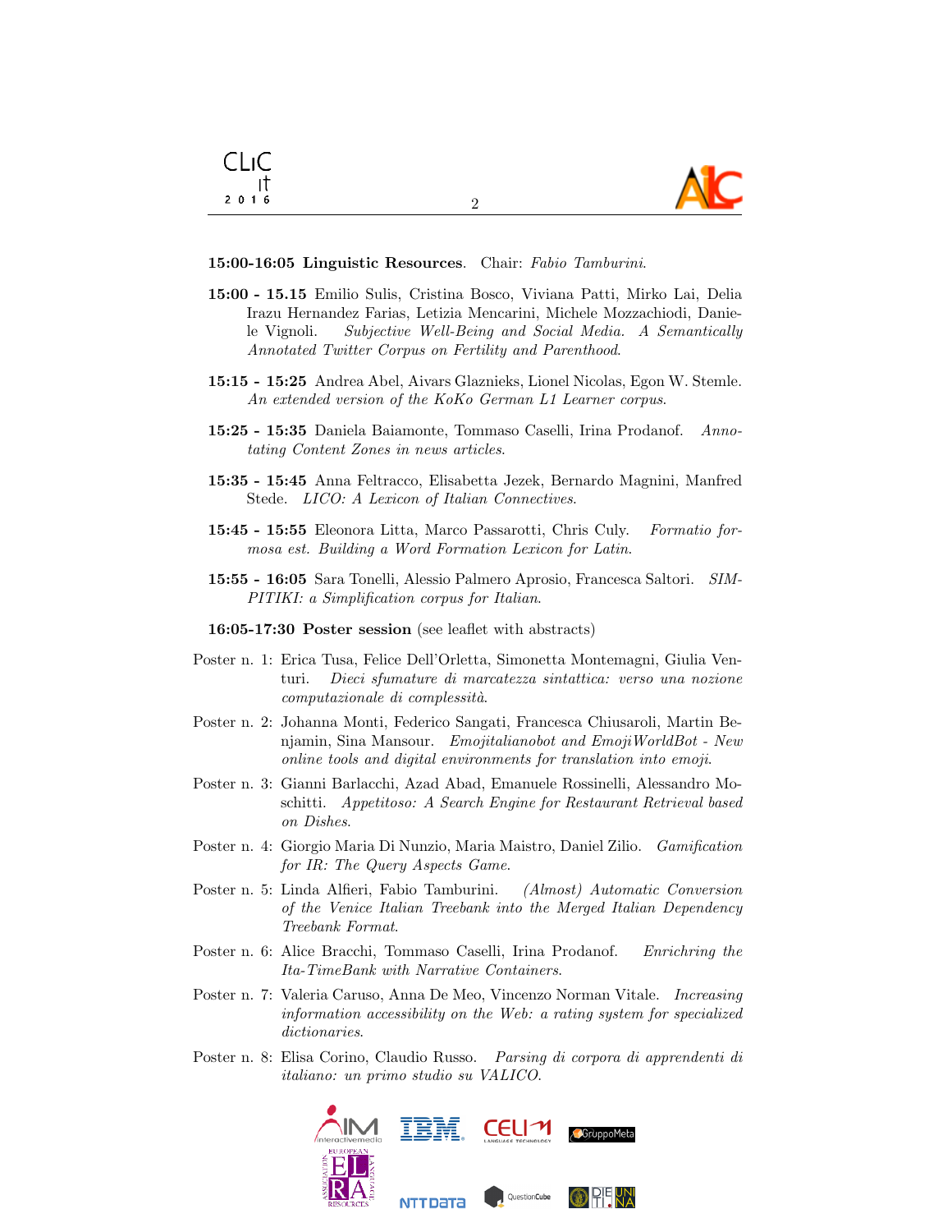**15:00-16:05 Linguistic Resources**. Chair: *Fabio Tamburini*.

**15:00 - 15.15** Emilio Sulis, Cristina Bosco, Viviana Patti, Mirko Lai, Delia Irazu Hernandez Farias, Letizia Mencarini, Michele Mozzachiodi, Daniele Vignoli. *Subjective Well-Being and Social Media. A Semantically Annotated Twitter Corpus on Fertility and Parenthood*.

**15:15 - 15:25** Andrea Abel, Aivars Glaznieks, Lionel Nicolas, Egon W. Stemle. *An extended version of the KoKo German L1 Learner corpus*.

**15:25 - 15:35** Daniela Baiamonte, Tommaso Caselli, Irina Prodanof. *Annotating Content Zones in news articles*.

**15:35 - 15:45** Anna Feltracco, Elisabetta Jezek, Bernardo Magnini, Manfred Stede. *LICO: A Lexicon of Italian Connectives*.

**15:45 - 15:55** Eleonora Litta, Marco Passarotti, Chris Culy. *Formatio formosa est. Building a Word Formation Lexicon for Latin*.

**15:55 - 16:05** Sara Tonelli, Alessio Palmero Aprosio, Francesca Saltori. *SIMPITIKI: a Simplification corpus for Italian*.

**16:05-17:30 Poster session** (see leaflet with abstracts)

Poster n. 1: Erica Tusa, Felice Dell'Orletta, Simonetta Montemagni, Giulia Venturi. *Dieci sfumature di marcatezza sintattica: verso una nozione computazionale di complessità*.

Poster n. 2: Johanna Monti, Federico Sangati, Francesca Chiusaroli, Martin Benjamin, Sina Mansour. *Emojitalianobot and EmojiWorldBot - New online tools and digital environments for translation into emoji*.

Poster n. 3: Gianni Barlacchi, Azad Abad, Emanuele Rossinelli, Alessandro Moschitti. *Appetitoso: A Search Engine for Restaurant Retrieval based on Dishes*.

Poster n. 4: Giorgio Maria Di Nunzio, Maria Maistro, Daniel Zilio. *Gamification for IR: The Query Aspects Game*.

Poster n. 5: Linda Alfieri, Fabio Tamburini. *(Almost) Automatic Conversion of the Venice Italian Treebank into the Merged Italian Dependency Treebank Format*.

Poster n. 6: Alice Bracchi, Tommaso Caselli, Irina Prodanof. *Enrichring the Ita-TimeBank with Narrative Containers*.

Poster n. 7: Valeria Caruso, Anna De Meo, Vincenzo Norman Vitale. *Increasing information accessibility on the Web: a rating system for specialized dictionaries*.

Poster n. 8: Elisa Corino, Claudio Russo. *Parsing di corpora di apprendenti di italiano: un primo studio su VALICO*.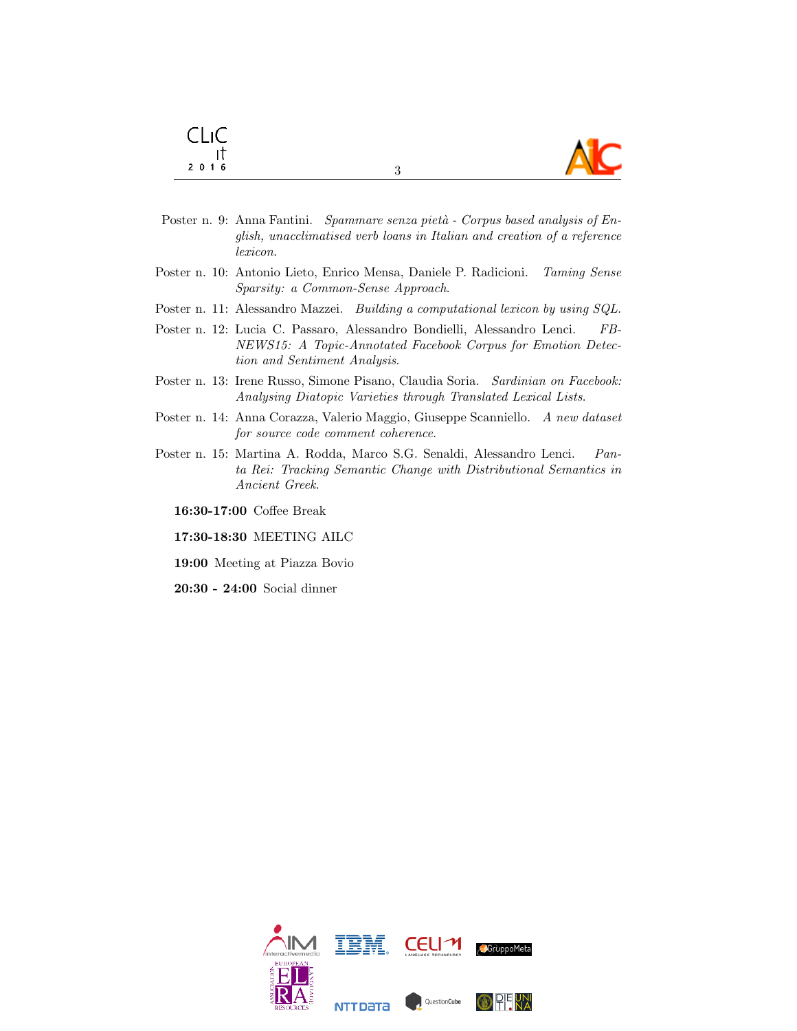Poster n. 9: Anna Fantini. *Spammare senza pietà - Corpus based analysis of English, unacclimatised verb loans in Italian and creation of a reference lexicon*.

Poster n. 10: Antonio Lieto, Enrico Mensa, Daniele P. Radicioni. *Taming Sense Sparsity: a Common-Sense Approach*.

Poster n. 11: Alessandro Mazzei. *Building a computational lexicon by using SQL*.

Poster n. 12: Lucia C. Passaro, Alessandro Bondielli, Alessandro Lenci. *FB-NEWS15: A Topic-Annotated Facebook Corpus for Emotion Detection and Sentiment Analysis*.

Poster n. 13: Irene Russo, Simone Pisano, Claudia Soria. *Sardinian on Facebook: Analysing Diatopic Varieties through Translated Lexical Lists*.

Poster n. 14: Anna Corazza, Valerio Maggio, Giuseppe Scanniello. *A new dataset for source code comment coherence*.

Poster n. 15: Martina A. Rodda, Marco S.G. Senaldi, Alessandro Lenci. *Panta Rei: Tracking Semantic Change with Distributional Semantics in Ancient Greek*.

**16:30-17:00** Coffee Break

**17:30-18:30** MEETING AILC

**19:00** Meeting at Piazza Bovio

**20:30 - 24:00** Social dinner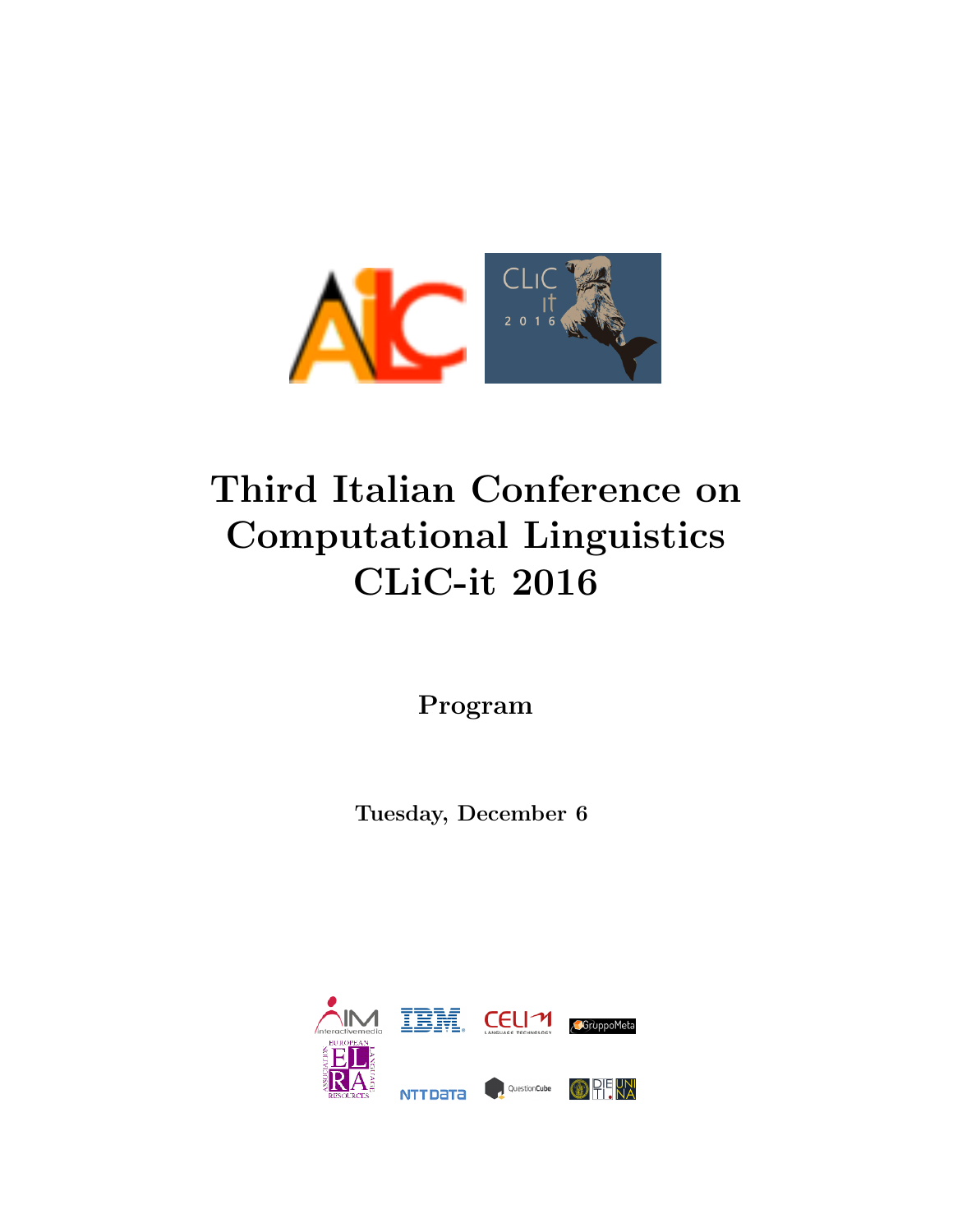# Third Italian Conference on Computational Linguistics CLiC-it 2016

**Program**

**Tuesday, December 6**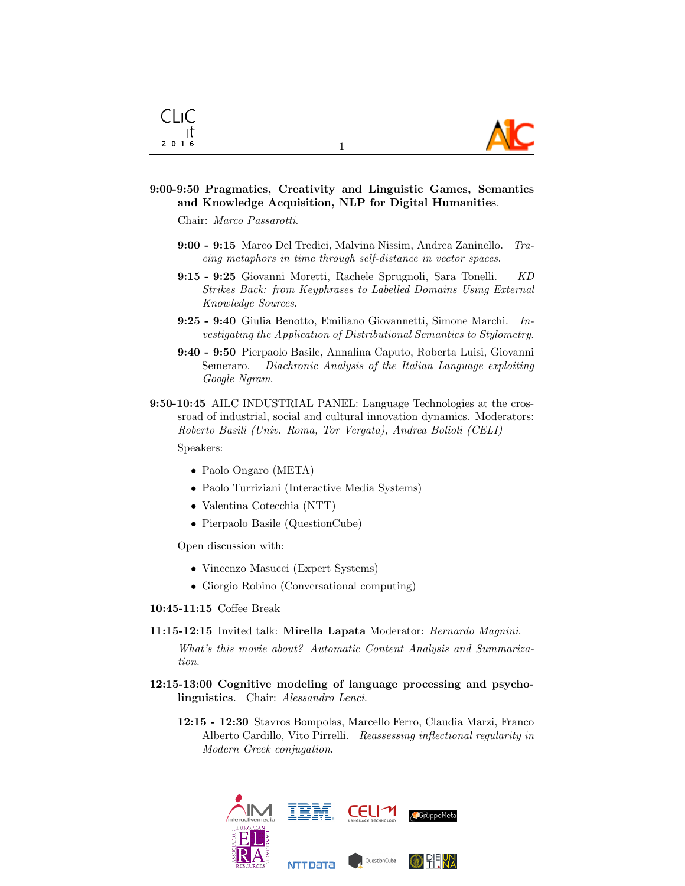**9:00-9:50 Pragmatics, Creativity and Linguistic Games, Semantics and Knowledge Acquisition, NLP for Digital Humanities**.

Chair: *Marco Passarotti*.

- **9:00 - 9:15** Marco Del Tredici, Malvina Nissim, Andrea Zaninello. *Tracing metaphors in time through self-distance in vector spaces*.
- **9:15 - 9:25** Giovanni Moretti, Rachele Sprugnoli, Sara Tonelli. *KD Strikes Back: from Keyphrases to Labelled Domains Using External Knowledge Sources.*
- **9:25 - 9:40** Giulia Benotto, Emiliano Giovannetti, Simone Marchi. *Investigating the Application of Distributional Semantics to Stylometry.*
- **9:40 - 9:50** Pierpaolo Basile, Annalina Caputo, Roberta Luisi, Giovanni Semeraro. *Diachronic Analysis of the Italian Language exploiting Google Ngram*.

**9:50-10:45** AILC INDUSTRIAL PANEL: Language Technologies at the crossroad of industrial, social and cultural innovation dynamics. Moderators: *Roberto Basili (Univ. Roma, Tor Vergata), Andrea Bolioli (CELI)*

Speakers:

- Paolo Ongaro (META)
- Paolo Turriziani (Interactive Media Systems)
- Valentina Cotecchia (NTT)
- Pierpaolo Basile (QuestionCube)

Open discussion with:

- Vincenzo Masucci (Expert Systems)
- Giorgio Robino (Conversational computing)

**10:45-11:15** Coffee Break

**11:15-12:15** Invited talk: **Mirella Lapata** Moderator: *Bernardo Magnini*.

*What's this movie about? Automatic Content Analysis and Summarization.*

**12:15-13:00 Cognitive modeling of language processing and psycholinguistics**. Chair: *Alessandro Lenci*.

- **12:15 - 12:30** Stavros Bompolas, Marcello Ferro, Claudia Marzi, Franco Alberto Cardillo, Vito Pirrelli. *Reassessing inflectional regularity in Modern Greek conjugation*.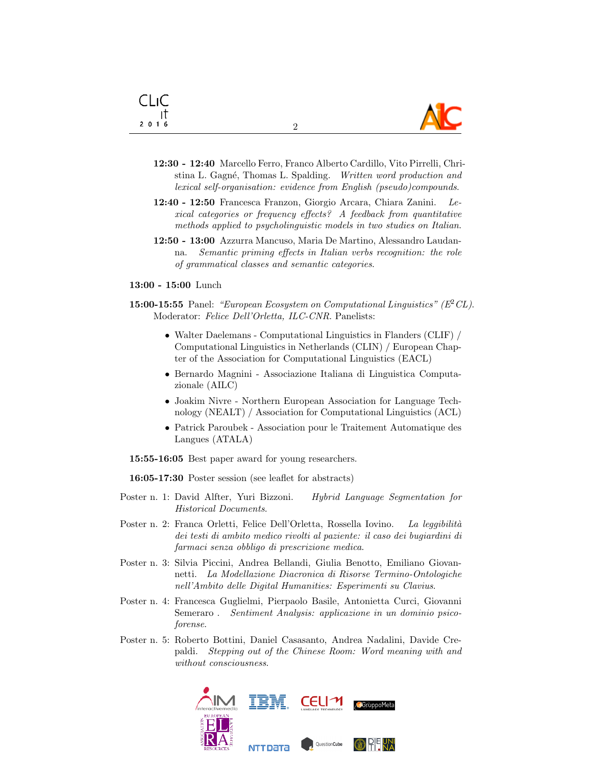- **12:30 - 12:40** Marcello Ferro, Franco Alberto Cardillo, Vito Pirrelli, Christina L. Gagné, Thomas L. Spalding. *Written word production and lexical self-organisation: evidence from English (pseudo)compounds*.
- **12:40 - 12:50** Francesca Franzon, Giorgio Arcara, Chiara Zanini. *Lexical categories or frequency effects? A feedback from quantitative methods applied to psycholinguistic models in two studies on Italian*.
- **12:50 - 13:00** Azzurra Mancuso, Maria De Martino, Alessandro Laudanna. *Semantic priming effects in Italian verbs recognition: the role of grammatical classes and semantic categories*.

**13:00 - 15:00** Lunch

**15:00-15:55** Panel: *"European Ecosystem on Computational Linguistics" ($E^2CL$)*. Moderator: *Felice Dell'Orletta, ILC-CNR*. Panelists:

- Walter Daelemans - Computational Linguistics in Flanders (CLIF) / Computational Linguistics in Netherlands (CLIN) / European Chapter of the Association for Computational Linguistics (EACL)
- Bernardo Magnini - Associazione Italiana di Linguistica Computazionale (AILC)
- Joakim Nivre - Northern European Association for Language Technology (NEALT) / Association for Computational Linguistics (ACL)
- Patrick Paroubek - Association pour le Traitement Automatique des Langues (ATALA)

**15:55-16:05** Best paper award for young researchers.

**16:05-17:30** Poster session (see leaflet for abstracts)

Poster n. 1: David Alfter, Yuri Bizzoni. *Hybrid Language Segmentation for Historical Documents*.

Poster n. 2: Franca Orletti, Felice Dell'Orletta, Rossella Iovino. *La leggibilità dei testi di ambito medico rivolti al paziente: il caso dei bugiardini di farmaci senza obbligo di prescrizione medica*.

Poster n. 3: Silvia Piccini, Andrea Bellandi, Giulia Benotto, Emiliano Giovannetti. *La Modellazione Diacronica di Risorse Termino-Ontologiche nell'Ambito delle Digital Humanities: Esperimenti su Clavius*.

Poster n. 4: Francesca Guglielmi, Pierpaolo Basile, Antonietta Curci, Giovanni Semeraro . *Sentiment Analysis: applicazione in un dominio psicoforense*.

Poster n. 5: Roberto Bottini, Daniel Casasanto, Andrea Nadalini, Davide Crepaldi. *Stepping out of the Chinese Room: Word meaning with and without consciousness*.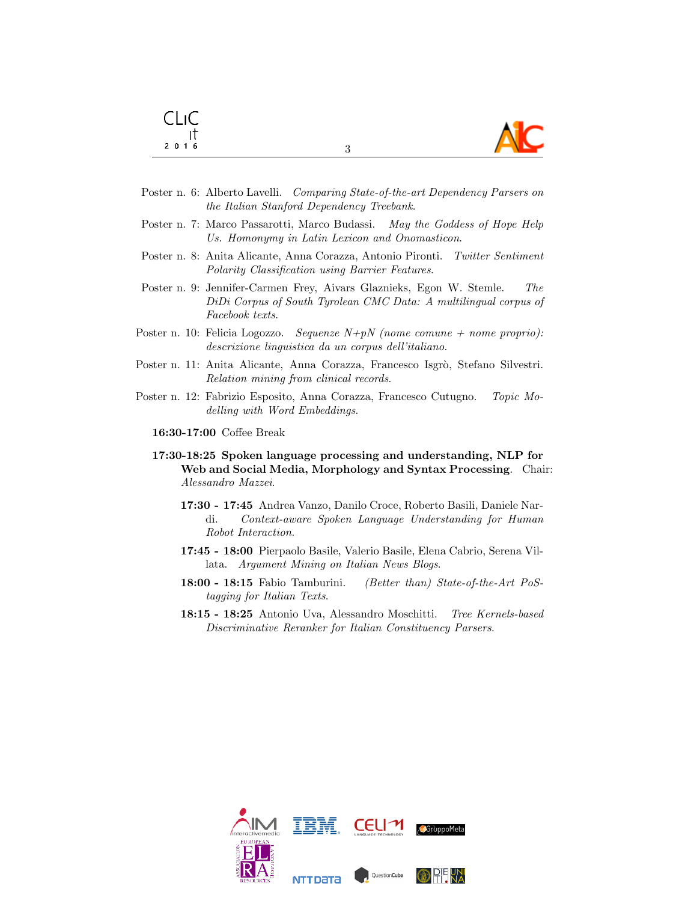Poster n. 6: Alberto Lavelli. *Comparing State-of-the-art Dependency Parsers on the Italian Stanford Dependency Treebank.*

Poster n. 7: Marco Passarotti, Marco Budassi. *May the Goddess of Hope Help Us. Homonymy in Latin Lexicon and Onomasticon.*

Poster n. 8: Anita Alicante, Anna Corazza, Antonio Pironti. *Twitter Sentiment Polarity Classification using Barrier Features.*

Poster n. 9: Jennifer-Carmen Frey, Aivars Glaznieks, Egon W. Stemle. *The DiDi Corpus of South Tyrolean CMC Data: A multilingual corpus of Facebook texts.*

Poster n. 10: Felicia Logozzo. *Sequenze N+pN (nome comune + nome proprio): descrizione linguistica da un corpus dell'italiano.*

Poster n. 11: Anita Alicante, Anna Corazza, Francesco Isgrò, Stefano Silvestri. *Relation mining from clinical records.*

Poster n. 12: Fabrizio Esposito, Anna Corazza, Francesco Cutugno. *Topic Modelling with Word Embeddings.*

**16:30-17:00** Coffee Break

**17:30-18:25 Spoken language processing and understanding, NLP for Web and Social Media, Morphology and Syntax Processing**. Chair: *Alessandro Mazzei.*

**17:30 - 17:45** Andrea Vanzo, Danilo Croce, Roberto Basili, Daniele Nardi. *Context-aware Spoken Language Understanding for Human Robot Interaction.*

**17:45 - 18:00** Pierpaolo Basile, Valerio Basile, Elena Cabrio, Serena Villata. *Argument Mining on Italian News Blogs.*

**18:00 - 18:15** Fabio Tamburini. *(Better than) State-of-the-Art PoS-tagging for Italian Texts.*

**18:15 - 18:25** Antonio Uva, Alessandro Moschitti. *Tree Kernels-based Discriminative Reranker for Italian Constituency Parsers.*